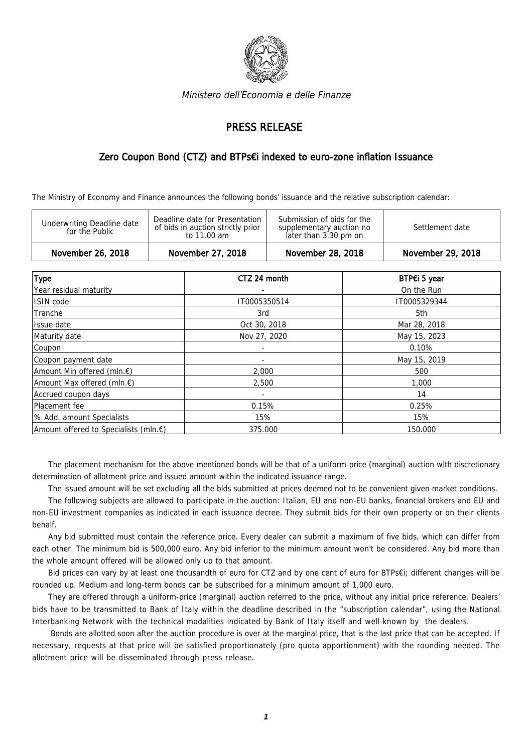Ministero dell'Economia e delle Finanze

# PRESS RELEASE

## Zero Coupon Bond (CTZ) and BTPs€i indexed to euro-zone inflation Issuance

The Ministry of Economy and Finance announces the following bonds' issuance and the relative subscription calendar:

| Underwriting Deadline date for the Public | Deadline date for Presentation of bids in auction strictly prior to 11.00 am | Submission of bids for the supplementary auction no later than 3.30 pm on | Settlement date |
|---|---|---|---|
| November 26, 2018 | November 27, 2018 | November 28, 2018 | November 29, 2018 |

| Type | CTZ 24 month | BTP€i 5 year |
|---|---|---|
| Year residual maturity | - | On the Run |
| ISIN code | IT0005350514 | IT0005329344 |
| Tranche | 3rd | 5th |
| Issue date | Oct 30, 2018 | Mar 28, 2018 |
| Maturity date | Nov 27, 2020 | May 15, 2023 |
| Coupon | - | 0.10% |
| Coupon payment date | - | May 15, 2019 |
| Amount Min offered (mln.€) | 2,000 | 500 |
| Amount Max offered (mln.€) | 2,500 | 1,000 |
| Accrued coupon days | - | 14 |
| Placement fee | 0.15% | 0.25% |
| % Add. amount Specialists | 15% | 15% |
| Amount offered to Specialists (mln.€) | 375.000 | 150.000 |

The placement mechanism for the above mentioned bonds will be that of a uniform-price (marginal) auction with discretionary determination of allotment price and issued amount within the indicated issuance range.

The issued amount will be set excluding all the bids submitted at prices deemed not to be convenient given market conditions.

The following subjects are allowed to participate in the auction: Italian, EU and non-EU banks, financial brokers and EU and non-EU investment companies as indicated in each issuance decree. They submit bids for their own property or on their clients behalf.

Any bid submitted must contain the reference price. Every dealer can submit a maximum of five bids, which can differ from each other. The minimum bid is 500,000 euro. Any bid inferior to the minimum amount won't be considered. Any bid more than the whole amount offered will be allowed only up to that amount.

Bid prices can vary by at least one thousandth of euro for CTZ and by one cent of euro for BTPs€i; different changes will be rounded up. Medium and long-term bonds can be subscribed for a minimum amount of 1,000 euro.

They are offered through a uniform-price (marginal) auction referred to the price, without any initial price reference. Dealers' bids have to be transmitted to Bank of Italy within the deadline described in the "subscription calendar", using the National Interbanking Network with the technical modalities indicated by Bank of Italy itself and well-known by the dealers.

Bonds are allotted soon after the auction procedure is over at the marginal price, that is the last price that can be accepted. If necessary, requests at that price will be satisfied proportionately (pro quota apportionment) with the rounding needed. The allotment price will be disseminated through press release.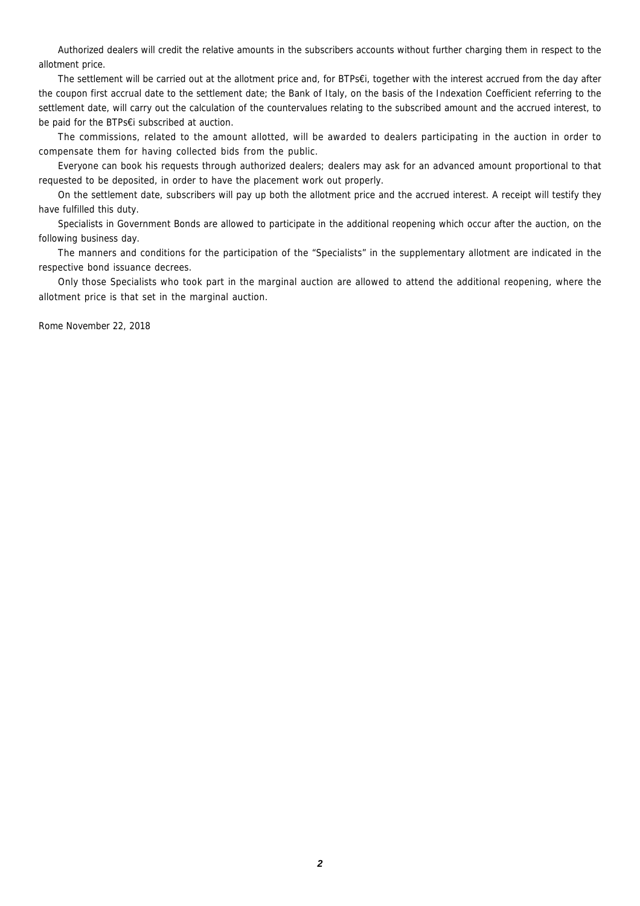Authorized dealers will credit the relative amounts in the subscribers accounts without further charging them in respect to the allotment price.

The settlement will be carried out at the allotment price and, for BTPs€i, together with the interest accrued from the day after the coupon first accrual date to the settlement date; the Bank of Italy, on the basis of the Indexation Coefficient referring to the settlement date, will carry out the calculation of the countervalues relating to the subscribed amount and the accrued interest, to be paid for the BTPs€i subscribed at auction.

The commissions, related to the amount allotted, will be awarded to dealers participating in the auction in order to compensate them for having collected bids from the public.

Everyone can book his requests through authorized dealers; dealers may ask for an advanced amount proportional to that requested to be deposited, in order to have the placement work out properly.

On the settlement date, subscribers will pay up both the allotment price and the accrued interest. A receipt will testify they have fulfilled this duty.

Specialists in Government Bonds are allowed to participate in the additional reopening which occur after the auction, on the following business day.

The manners and conditions for the participation of the "Specialists" in the supplementary allotment are indicated in the respective bond issuance decrees.

Only those Specialists who took part in the marginal auction are allowed to attend the additional reopening, where the allotment price is that set in the marginal auction.

Rome November 22, 2018